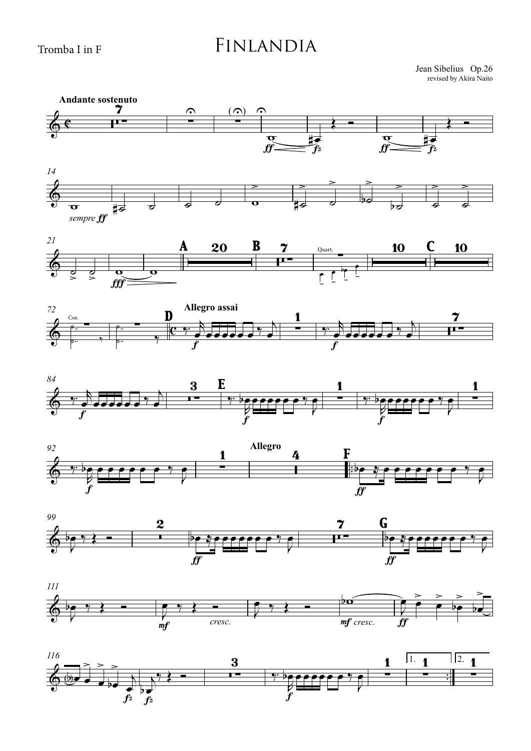Tromba I in F

# Finlandia

Jean Sibelius Op.26
revised by Akira Naito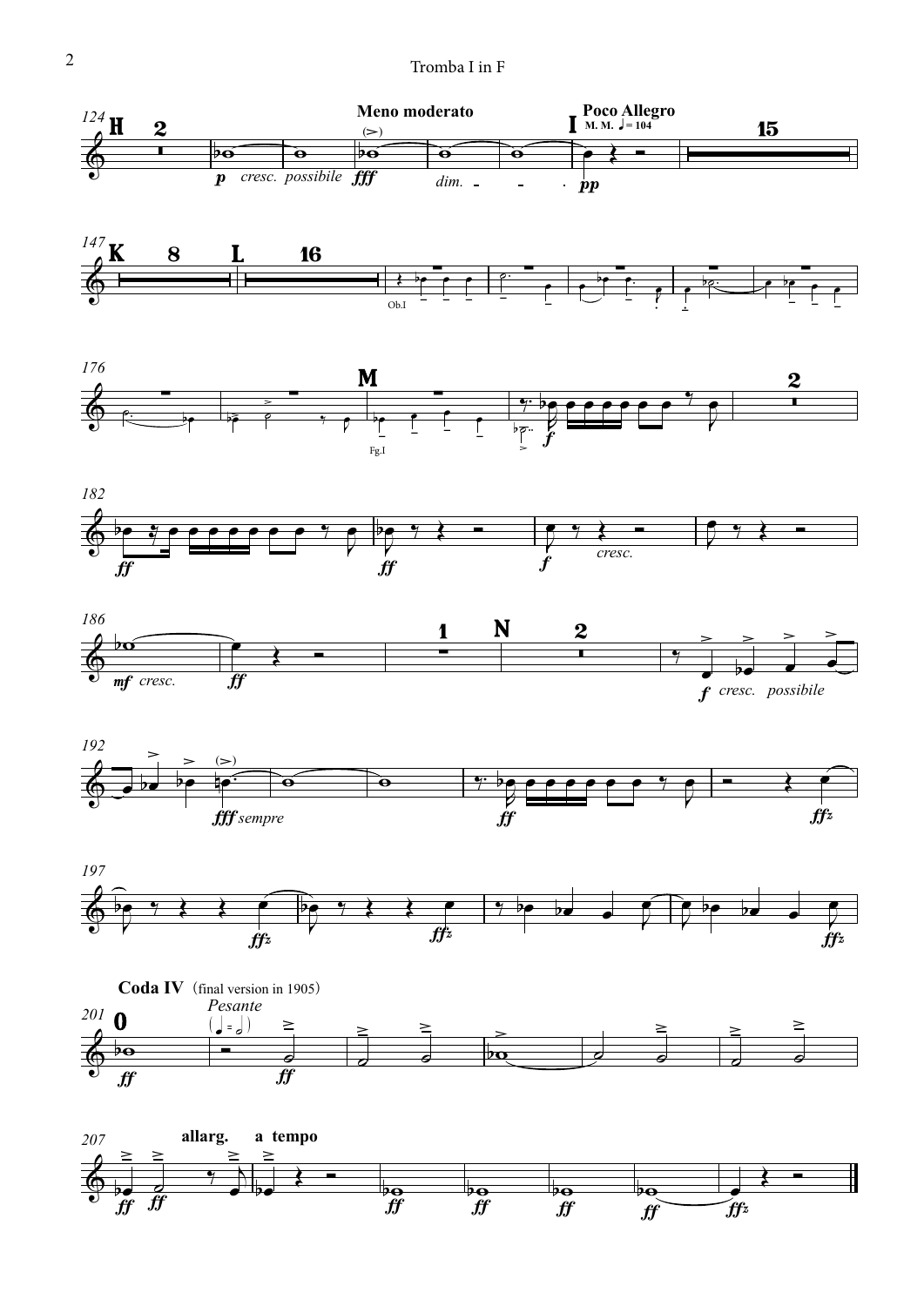Meno moderato

Poco Allegro
M. M. ♩= 104

Coda IV (final version in 1905)

Pesante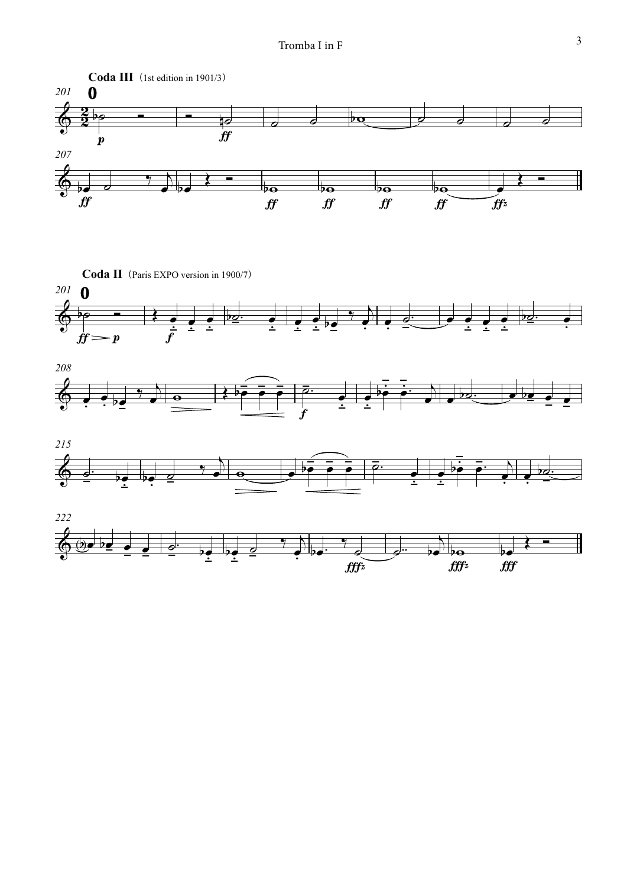**Coda III** (1st edition in 1901/3)

**Coda II** (Paris EXPO version in 1900/7)